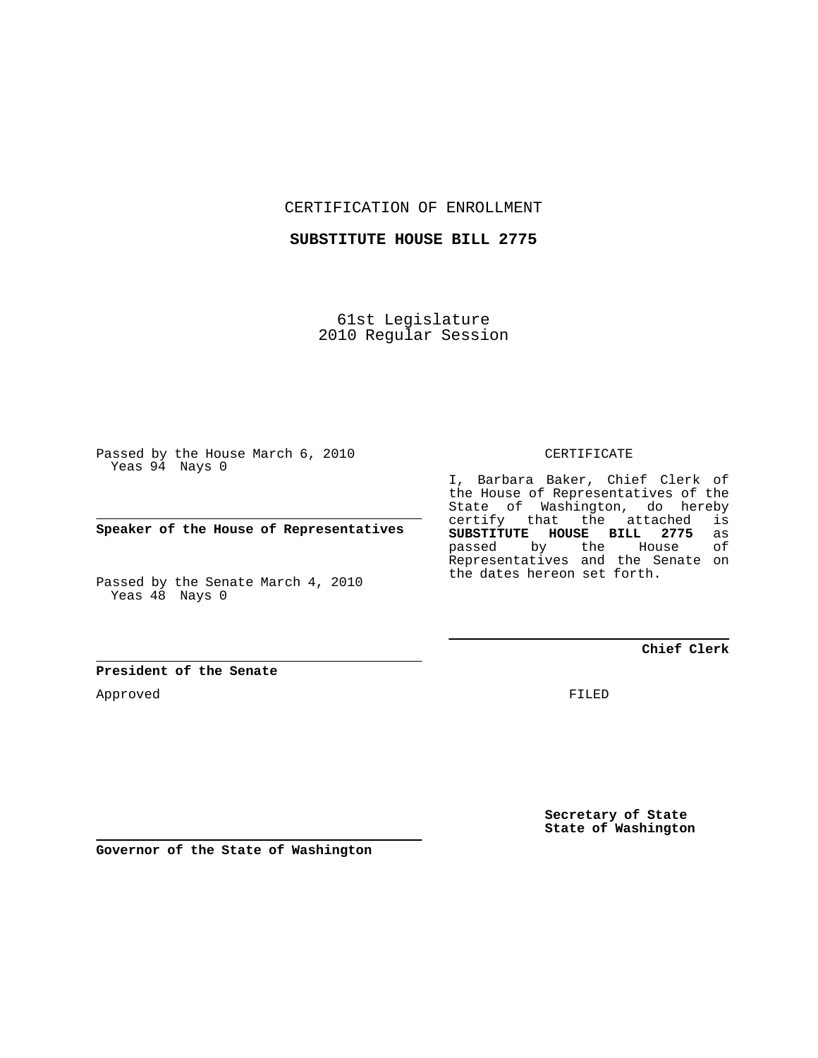CERTIFICATION OF ENROLLMENT

**SUBSTITUTE HOUSE BILL 2775**

61st Legislature
2010 Regular Session

Passed by the House March 6, 2010
Yeas 94 Nays 0

**Speaker of the House of Representatives**

Passed by the Senate March 4, 2010
Yeas 48 Nays 0

**President of the Senate**

Approved

**Governor of the State of Washington**

CERTIFICATE

I, Barbara Baker, Chief Clerk of the House of Representatives of the State of Washington, do hereby certify that the attached is **SUBSTITUTE HOUSE BILL 2775** as passed by the House of Representatives and the Senate on the dates hereon set forth.

**Chief Clerk**

FILED

**Secretary of State**
**State of Washington**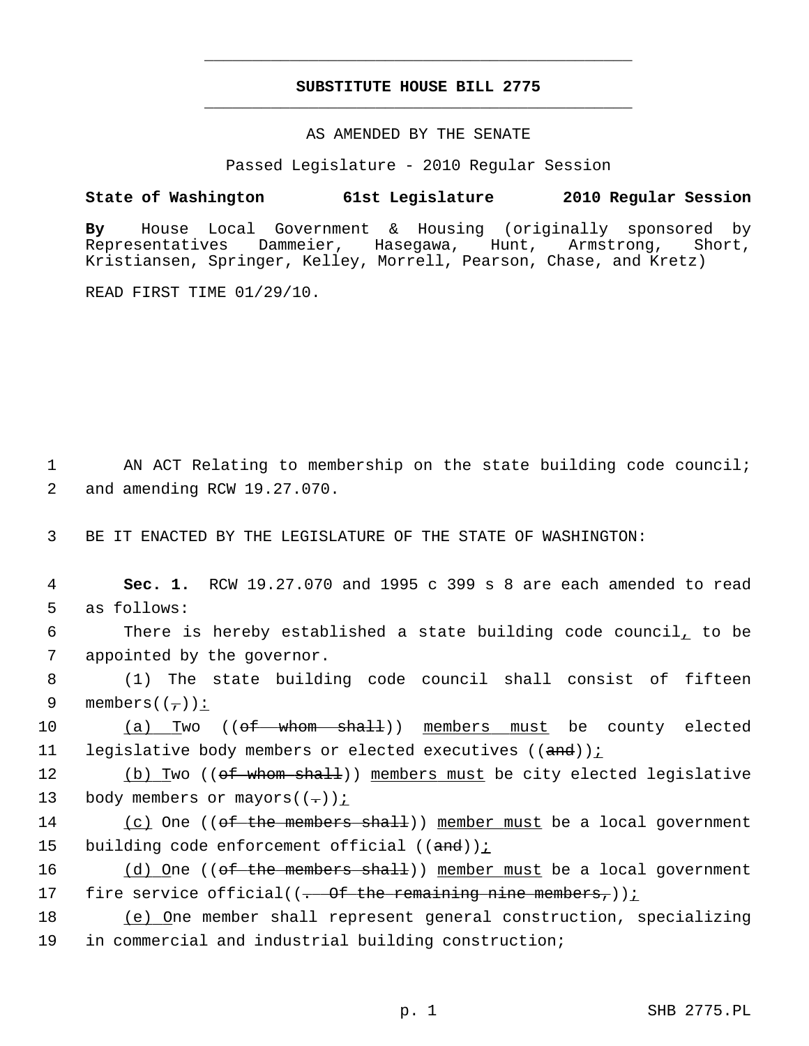# SUBSTITUTE HOUSE BILL 2775

AS AMENDED BY THE SENATE

Passed Legislature - 2010 Regular Session

**State of Washington 61st Legislature 2010 Regular Session**

**By** House Local Government & Housing (originally sponsored by Representatives Dammeier, Hasegawa, Hunt, Armstrong, Short, Kristiansen, Springer, Kelley, Morrell, Pearson, Chase, and Kretz)

READ FIRST TIME 01/29/10.

AN ACT Relating to membership on the state building code council; and amending RCW 19.27.070.

BE IT ENACTED BY THE LEGISLATURE OF THE STATE OF WASHINGTON:

**Sec. 1.** RCW 19.27.070 and 1995 c 399 s 8 are each amended to read as follows:

There is hereby established a state building code council<u>,</u> to be appointed by the governor.

(1) The state building code council shall consist of fifteen members((~~,~~))<u>:</u>

<u>(a)</u> <u>T</u>wo ((~~of whom shall~~)) <u>members must</u> be county elected legislative body members or elected executives ((~~and~~))<u>;</u>

<u>(b) T</u>wo ((~~of whom shall~~)) <u>members must</u> be city elected legislative body members or mayors((~~.~~))<u>;</u>

<u>(c)</u> One ((~~of the members shall~~)) <u>member must</u> be a local government building code enforcement official ((~~and~~))<u>;</u>

<u>(d) O</u>ne ((~~of the members shall~~)) <u>member must</u> be a local government fire service official((~~. Of the remaining nine members,~~))<u>;</u>

<u>(e) O</u>ne member shall represent general construction, specializing in commercial and industrial building construction;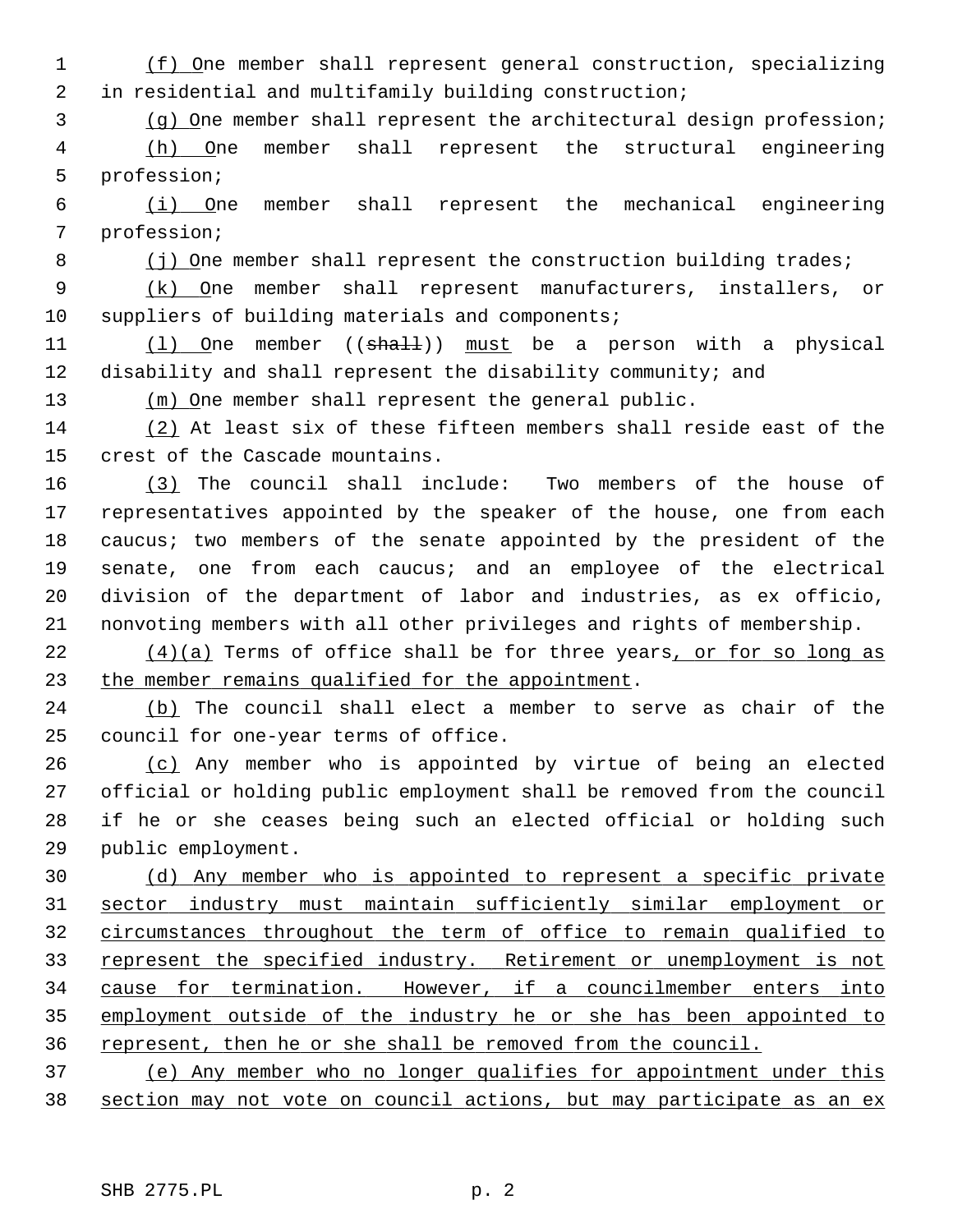(f) One member shall represent general construction, specializing in residential and multifamily building construction;

(g) One member shall represent the architectural design profession;

(h) One member shall represent the structural engineering profession;

(i) One member shall represent the mechanical engineering profession;

(j) One member shall represent the construction building trades;

(k) One member shall represent manufacturers, installers, or suppliers of building materials and components;

(l) One member ((~~shall~~)) must be a person with a physical disability and shall represent the disability community; and

(m) One member shall represent the general public.

(2) At least six of these fifteen members shall reside east of the crest of the Cascade mountains.

(3) The council shall include: Two members of the house of representatives appointed by the speaker of the house, one from each caucus; two members of the senate appointed by the president of the senate, one from each caucus; and an employee of the electrical division of the department of labor and industries, as ex officio, nonvoting members with all other privileges and rights of membership.

(4)(a) Terms of office shall be for three years, or for so long as the member remains qualified for the appointment.

(b) The council shall elect a member to serve as chair of the council for one-year terms of office.

(c) Any member who is appointed by virtue of being an elected official or holding public employment shall be removed from the council if he or she ceases being such an elected official or holding such public employment.

(d) Any member who is appointed to represent a specific private sector industry must maintain sufficiently similar employment or circumstances throughout the term of office to remain qualified to represent the specified industry. Retirement or unemployment is not cause for termination. However, if a councilmember enters into employment outside of the industry he or she has been appointed to represent, then he or she shall be removed from the council.

(e) Any member who no longer qualifies for appointment under this section may not vote on council actions, but may participate as an ex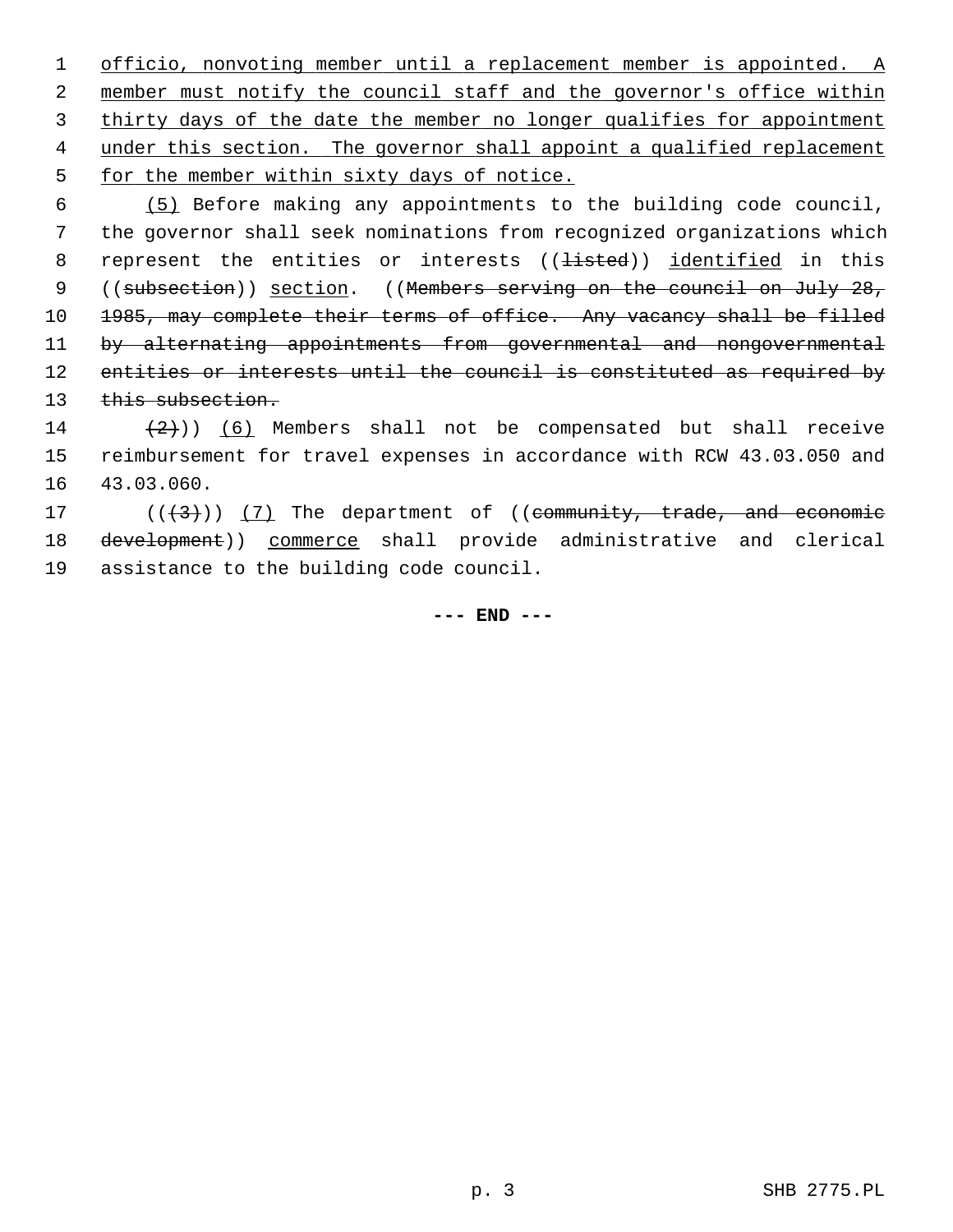officio, nonvoting member until a replacement member is appointed. A member must notify the council staff and the governor's office within thirty days of the date the member no longer qualifies for appointment under this section. The governor shall appoint a qualified replacement for the member within sixty days of notice.

(5) Before making any appointments to the building code council, the governor shall seek nominations from recognized organizations which represent the entities or interests ((~~listed~~)) identified in this ((~~subsection~~)) section. ((~~Members serving on the council on July 28, 1985, may complete their terms of office. Any vacancy shall be filled by alternating appointments from governmental and nongovernmental entities or interests until the council is constituted as required by this subsection.~~

~~(2)~~)) (6) Members shall not be compensated but shall receive reimbursement for travel expenses in accordance with RCW 43.03.050 and 43.03.060.

((~~(3)~~)) (7) The department of ((~~community, trade, and economic development~~)) commerce shall provide administrative and clerical assistance to the building code council.

**--- END ---**